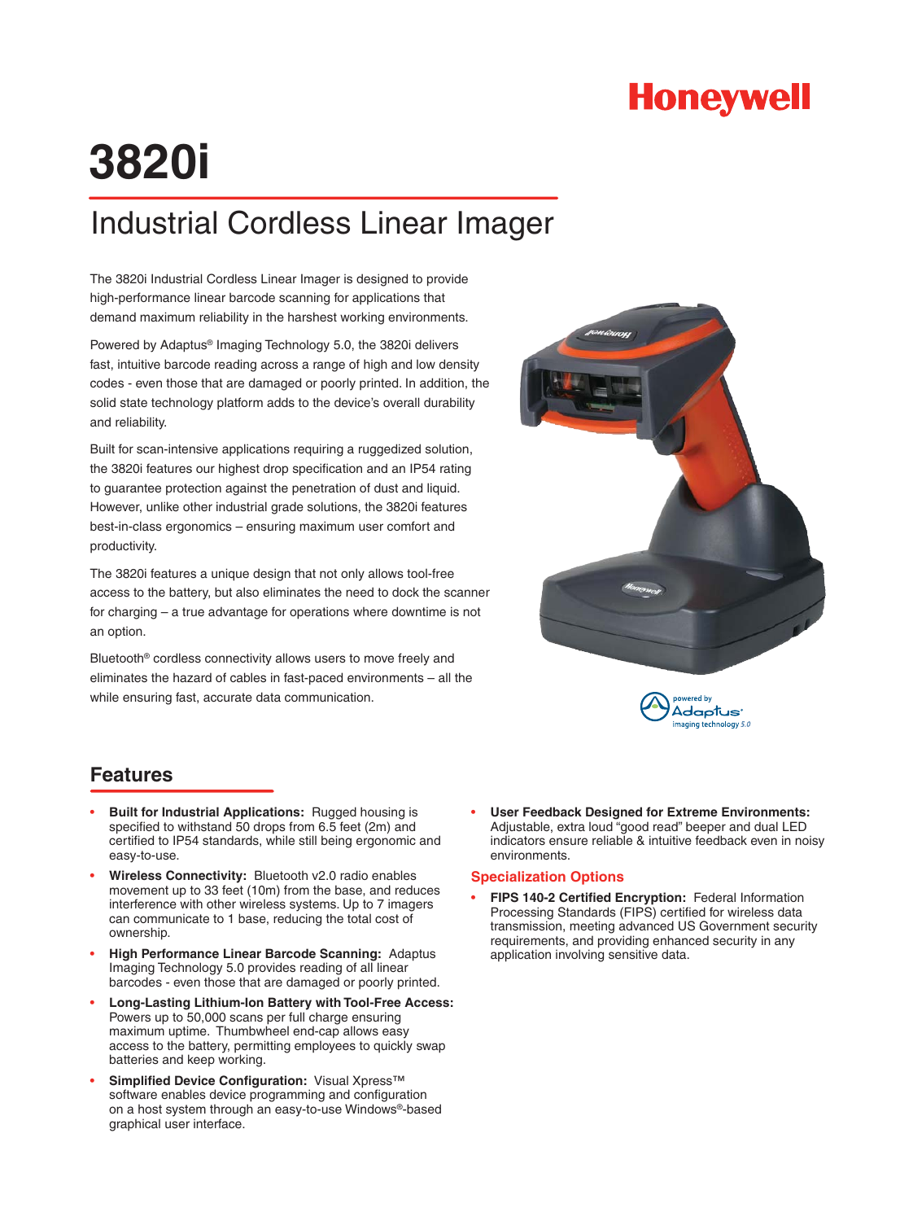Honeywell

# 3820i

## Industrial Cordless Linear Imager

The 3820i Industrial Cordless Linear Imager is designed to provide high-performance linear barcode scanning for applications that demand maximum reliability in the harshest working environments.

Powered by Adaptus® Imaging Technology 5.0, the 3820i delivers fast, intuitive barcode reading across a range of high and low density codes - even those that are damaged or poorly printed. In addition, the solid state technology platform adds to the device's overall durability and reliability.

Built for scan-intensive applications requiring a ruggedized solution, the 3820i features our highest drop specification and an IP54 rating to guarantee protection against the penetration of dust and liquid. However, unlike other industrial grade solutions, the 3820i features best-in-class ergonomics – ensuring maximum user comfort and productivity.

The 3820i features a unique design that not only allows tool-free access to the battery, but also eliminates the need to dock the scanner for charging – a true advantage for operations where downtime is not an option.

Bluetooth® cordless connectivity allows users to move freely and eliminates the hazard of cables in fast-paced environments – all the while ensuring fast, accurate data communication.

powered by Adaptus® imaging technology 5.0

## Features

- **Built for Industrial Applications:** Rugged housing is specified to withstand 50 drops from 6.5 feet (2m) and certified to IP54 standards, while still being ergonomic and easy-to-use.
- **Wireless Connectivity:** Bluetooth v2.0 radio enables movement up to 33 feet (10m) from the base, and reduces interference with other wireless systems. Up to 7 imagers can communicate to 1 base, reducing the total cost of ownership.
- **High Performance Linear Barcode Scanning:** Adaptus Imaging Technology 5.0 provides reading of all linear barcodes - even those that are damaged or poorly printed.
- **Long-Lasting Lithium-Ion Battery with Tool-Free Access:** Powers up to 50,000 scans per full charge ensuring maximum uptime. Thumbwheel end-cap allows easy access to the battery, permitting employees to quickly swap batteries and keep working.
- **Simplified Device Configuration:** Visual Xpress™ software enables device programming and configuration on a host system through an easy-to-use Windows®-based graphical user interface.
- **User Feedback Designed for Extreme Environments:** Adjustable, extra loud "good read" beeper and dual LED indicators ensure reliable & intuitive feedback even in noisy environments.

### Specialization Options

- **FIPS 140-2 Certified Encryption:** Federal Information Processing Standards (FIPS) certified for wireless data transmission, meeting advanced US Government security requirements, and providing enhanced security in any application involving sensitive data.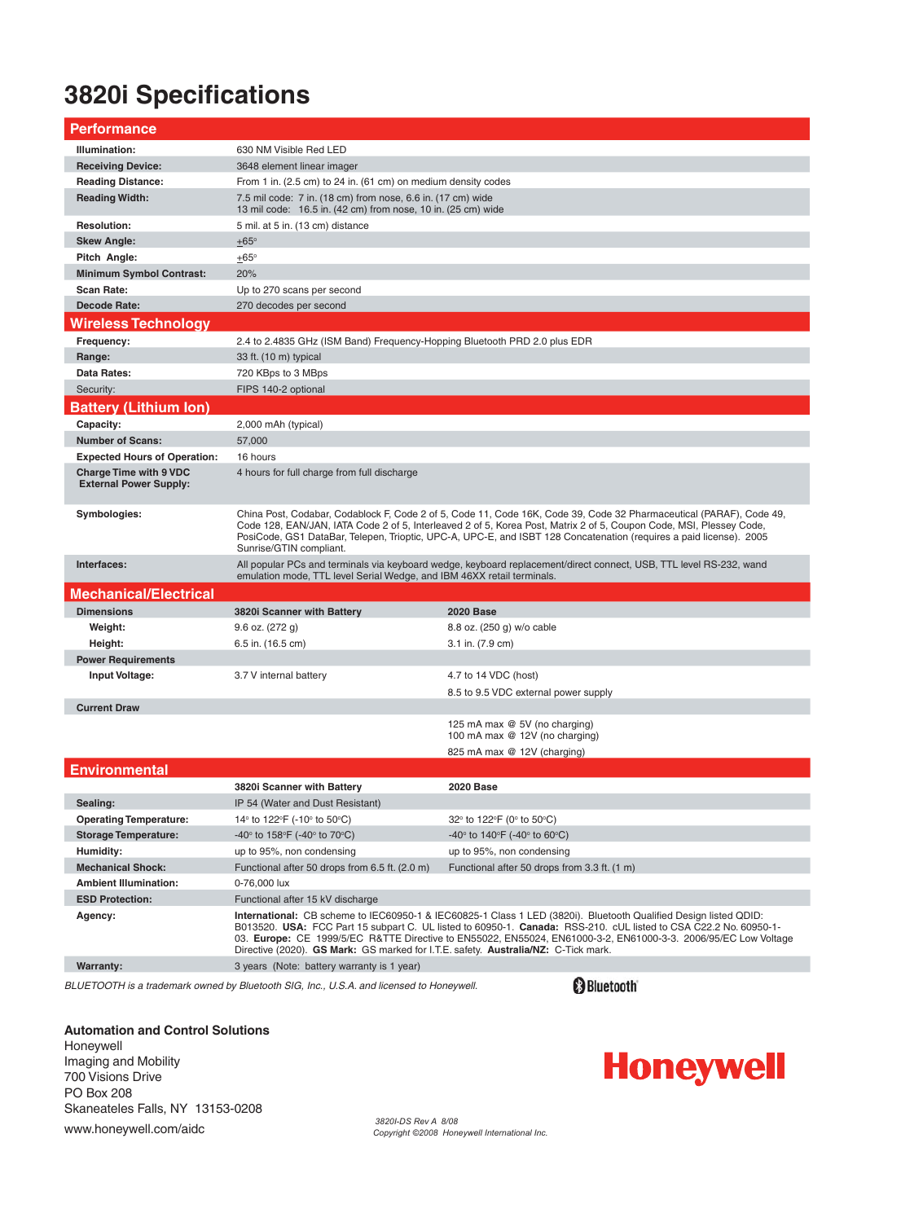# 3820i Specifications

## Performance

| | |
|---|---|
| **Illumination:** | 630 NM Visible Red LED |
| **Receiving Device:** | 3648 element linear imager |
| **Reading Distance:** | From 1 in. (2.5 cm) to 24 in. (61 cm) on medium density codes |
| **Reading Width:** | 7.5 mil code: 7 in. (18 cm) from nose, 6.6 in. (17 cm) wide<br>13 mil code: 16.5 in. (42 cm) from nose, 10 in. (25 cm) wide |
| **Resolution:** | 5 mil. at 5 in. (13 cm) distance |
| **Skew Angle:** | ±65° |
| **Pitch Angle:** | ±65° |
| **Minimum Symbol Contrast:** | 20% |
| **Scan Rate:** | Up to 270 scans per second |
| **Decode Rate:** | 270 decodes per second |

## Wireless Technology

| | |
|---|---|
| **Frequency:** | 2.4 to 2.4835 GHz (ISM Band) Frequency-Hopping Bluetooth PRD 2.0 plus EDR |
| **Range:** | 33 ft. (10 m) typical |
| **Data Rates:** | 720 KBps to 3 MBps |
| Security: | FIPS 140-2 optional |

## Battery (Lithium Ion)

| | |
|---|---|
| **Capacity:** | 2,000 mAh (typical) |
| **Number of Scans:** | 57,000 |
| **Expected Hours of Operation:** | 16 hours |
| **Charge Time with 9 VDC External Power Supply:** | 4 hours for full charge from full discharge |
| **Symbologies:** | China Post, Codabar, Codablock F, Code 2 of 5, Code 11, Code 16K, Code 39, Code 32 Pharmaceutical (PARAF), Code 49, Code 128, EAN/JAN, IATA Code 2 of 5, Interleaved 2 of 5, Korea Post, Matrix 2 of 5, Coupon Code, MSI, Plessey Code, PosiCode, GS1 DataBar, Telepen, Trioptic, UPC-A, UPC-E, and ISBT 128 Concatenation (requires a paid license). 2005 Sunrise/GTIN compliant. |
| **Interfaces:** | All popular PCs and terminals via keyboard wedge, keyboard replacement/direct connect, USB, TTL level RS-232, wand emulation mode, TTL level Serial Wedge, and IBM 46XX retail terminals. |

## Mechanical/Electrical

| **Dimensions** | **3820i Scanner with Battery** | **2020 Base** |
|---|---|---|
| **Weight:** | 9.6 oz. (272 g) | 8.8 oz. (250 g) w/o cable |
| **Height:** | 6.5 in. (16.5 cm) | 3.1 in. (7.9 cm) |
| **Power Requirements** | | |
| **Input Voltage:** | 3.7 V internal battery | 4.7 to 14 VDC (host)<br>8.5 to 9.5 VDC external power supply |
| **Current Draw** | | |
| | | 125 mA max @ 5V (no charging)<br>100 mA max @ 12V (no charging)<br>825 mA max @ 12V (charging) |

## Environmental

| | **3820i Scanner with Battery** | **2020 Base** |
|---|---|---|
| **Sealing:** | IP 54 (Water and Dust Resistant) | |
| **Operating Temperature:** | 14° to 122°F (-10° to 50°C) | 32° to 122°F (0° to 50°C) |
| **Storage Temperature:** | -40° to 158°F (-40° to 70°C) | -40° to 140°F (-40° to 60°C) |
| **Humidity:** | up to 95%, non condensing | up to 95%, non condensing |
| **Mechanical Shock:** | Functional after 50 drops from 6.5 ft. (2.0 m) | Functional after 50 drops from 3.3 ft. (1 m) |
| **Ambient Illumination:** | 0-76,000 lux | |
| **ESD Protection:** | Functional after 15 kV discharge | |
| **Agency:** | **International:** CB scheme to IEC60950-1 & IEC60825-1 Class 1 LED (3820i). Bluetooth Qualified Design listed QDID: B013520. **USA:** FCC Part 15 subpart C. UL listed to 60950-1. **Canada:** RSS-210. cUL listed to CSA C22.2 No. 60950-1-03. **Europe:** CE 1999/5/EC R&TTE Directive to EN55022, EN55024, EN61000-3-2, EN61000-3-3. 2006/95/EC Low Voltage Directive (2020). **GS Mark:** GS marked for I.T.E. safety. **Australia/NZ:** C-Tick mark. | |
| **Warranty:** | 3 years (Note: battery warranty is 1 year) | |

*BLUETOOTH is a trademark owned by Bluetooth SIG, Inc., U.S.A. and licensed to Honeywell.*

Bluetooth

**Automation and Control Solutions**
Honeywell
Imaging and Mobility
700 Visions Drive
PO Box 208
Skaneateles Falls, NY 13153-0208
www.honeywell.com/aidc

*3820I-DS Rev A 8/08*
*Copyright ©2008 Honeywell International Inc.*

Honeywell